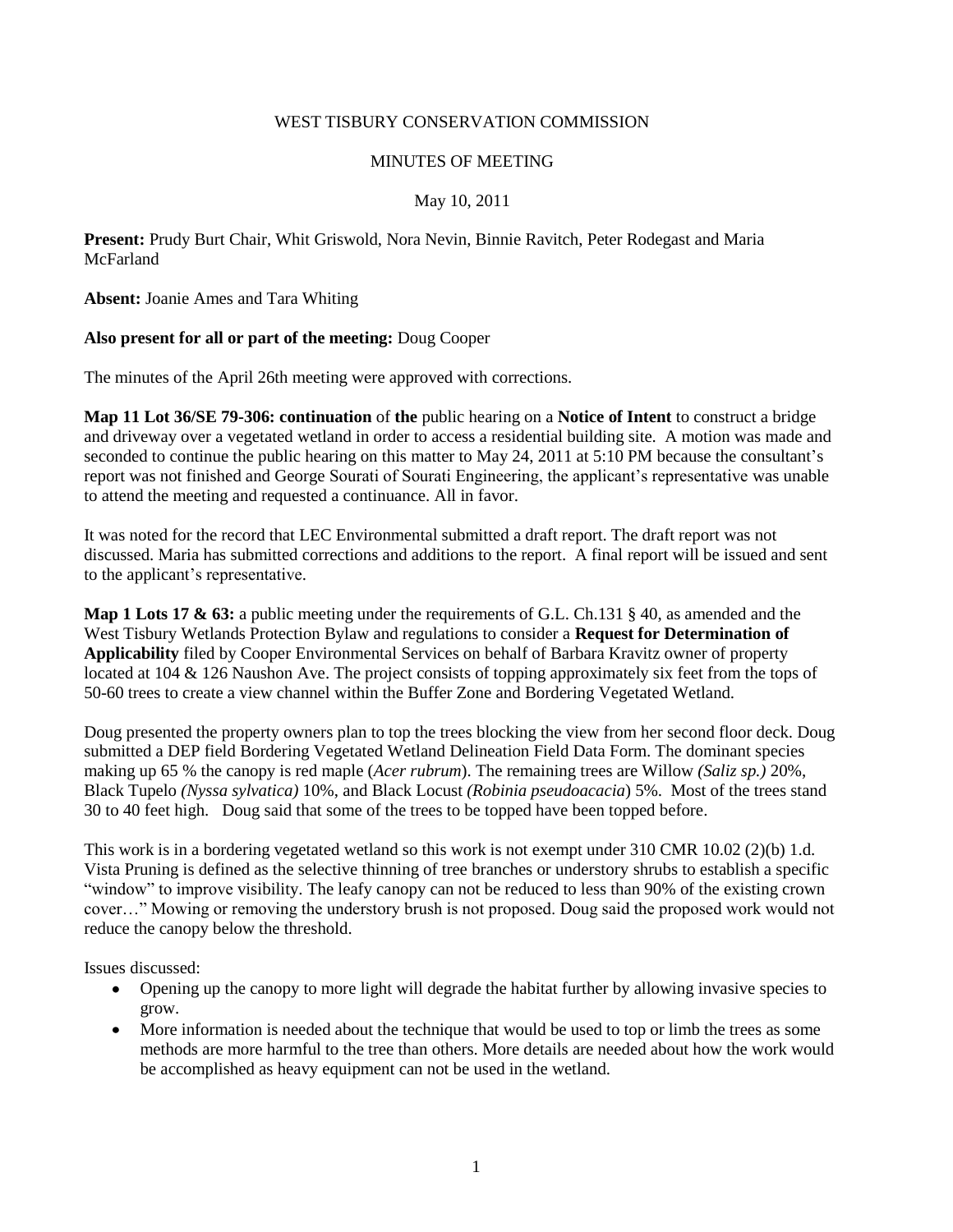WEST TISBURY CONSERVATION COMMISSION

MINUTES OF MEETING

May 10, 2011

**Present:** Prudy Burt Chair, Whit Griswold, Nora Nevin, Binnie Ravitch, Peter Rodegast and Maria McFarland

**Absent:** Joanie Ames and Tara Whiting

**Also present for all or part of the meeting:** Doug Cooper

The minutes of the April 26th meeting were approved with corrections.

**Map 11 Lot 36/SE 79-306: continuation** of **the** public hearing on a **Notice of Intent** to construct a bridge and driveway over a vegetated wetland in order to access a residential building site. A motion was made and seconded to continue the public hearing on this matter to May 24, 2011 at 5:10 PM because the consultant's report was not finished and George Sourati of Sourati Engineering, the applicant's representative was unable to attend the meeting and requested a continuance. All in favor.

It was noted for the record that LEC Environmental submitted a draft report. The draft report was not discussed. Maria has submitted corrections and additions to the report. A final report will be issued and sent to the applicant's representative.

**Map 1 Lots 17 & 63:** a public meeting under the requirements of G.L. Ch.131 § 40, as amended and the West Tisbury Wetlands Protection Bylaw and regulations to consider a **Request for Determination of Applicability** filed by Cooper Environmental Services on behalf of Barbara Kravitz owner of property located at 104 & 126 Naushon Ave. The project consists of topping approximately six feet from the tops of 50-60 trees to create a view channel within the Buffer Zone and Bordering Vegetated Wetland.

Doug presented the property owners plan to top the trees blocking the view from her second floor deck. Doug submitted a DEP field Bordering Vegetated Wetland Delineation Field Data Form. The dominant species making up 65 % the canopy is red maple (*Acer rubrum*). The remaining trees are Willow *(Saliz sp.)* 20%, Black Tupelo *(Nyssa sylvatica)* 10%, and Black Locust *(Robinia pseudoacacia*) 5%. Most of the trees stand 30 to 40 feet high. Doug said that some of the trees to be topped have been topped before.

This work is in a bordering vegetated wetland so this work is not exempt under 310 CMR 10.02 (2)(b) 1.d. Vista Pruning is defined as the selective thinning of tree branches or understory shrubs to establish a specific "window" to improve visibility. The leafy canopy can not be reduced to less than 90% of the existing crown cover…" Mowing or removing the understory brush is not proposed. Doug said the proposed work would not reduce the canopy below the threshold.

Issues discussed:

- Opening up the canopy to more light will degrade the habitat further by allowing invasive species to grow.
- More information is needed about the technique that would be used to top or limb the trees as some methods are more harmful to the tree than others. More details are needed about how the work would be accomplished as heavy equipment can not be used in the wetland.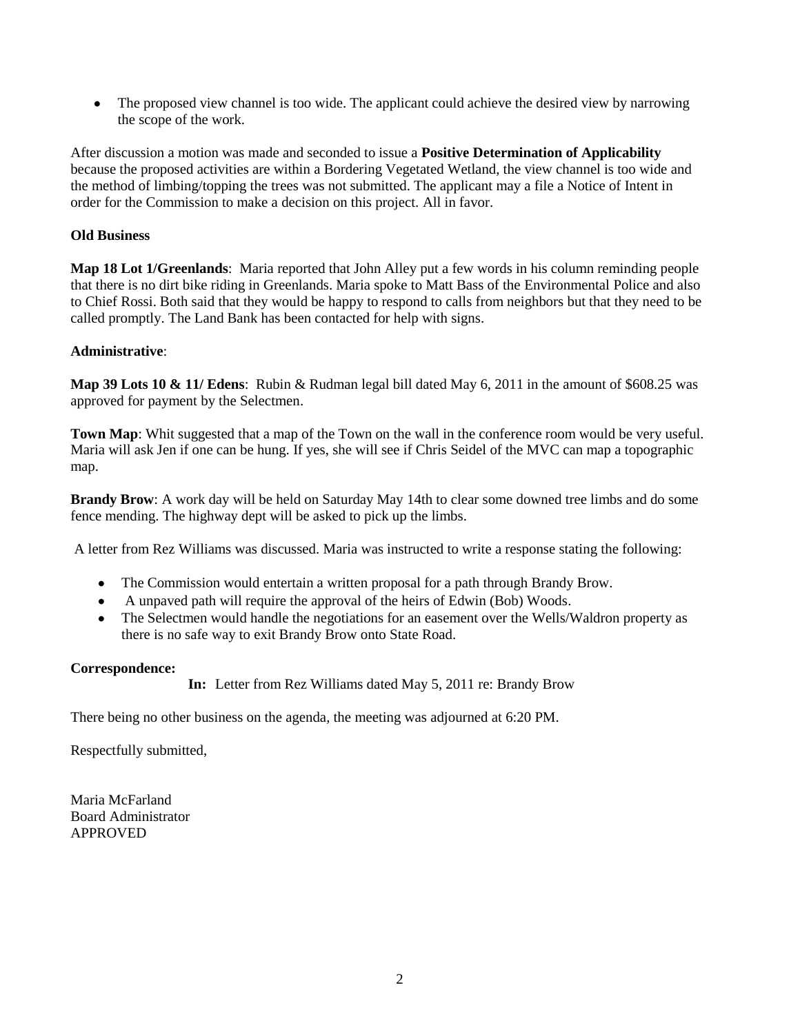- The proposed view channel is too wide. The applicant could achieve the desired view by narrowing the scope of the work.

After discussion a motion was made and seconded to issue a **Positive Determination of Applicability** because the proposed activities are within a Bordering Vegetated Wetland, the view channel is too wide and the method of limbing/topping the trees was not submitted. The applicant may a file a Notice of Intent in order for the Commission to make a decision on this project. All in favor.

**Old Business**

**Map 18 Lot 1/Greenlands**: Maria reported that John Alley put a few words in his column reminding people that there is no dirt bike riding in Greenlands. Maria spoke to Matt Bass of the Environmental Police and also to Chief Rossi. Both said that they would be happy to respond to calls from neighbors but that they need to be called promptly. The Land Bank has been contacted for help with signs.

**Administrative**:

**Map 39 Lots 10 & 11/ Edens**: Rubin & Rudman legal bill dated May 6, 2011 in the amount of $608.25 was approved for payment by the Selectmen.

**Town Map**: Whit suggested that a map of the Town on the wall in the conference room would be very useful. Maria will ask Jen if one can be hung. If yes, she will see if Chris Seidel of the MVC can map a topographic map.

**Brandy Brow**: A work day will be held on Saturday May 14th to clear some downed tree limbs and do some fence mending. The highway dept will be asked to pick up the limbs.

A letter from Rez Williams was discussed. Maria was instructed to write a response stating the following:

- The Commission would entertain a written proposal for a path through Brandy Brow.
- A unpaved path will require the approval of the heirs of Edwin (Bob) Woods.
- The Selectmen would handle the negotiations for an easement over the Wells/Waldron property as there is no safe way to exit Brandy Brow onto State Road.

**Correspondence:**

**In:** Letter from Rez Williams dated May 5, 2011 re: Brandy Brow

There being no other business on the agenda, the meeting was adjourned at 6:20 PM.

Respectfully submitted,

Maria McFarland
Board Administrator
APPROVED